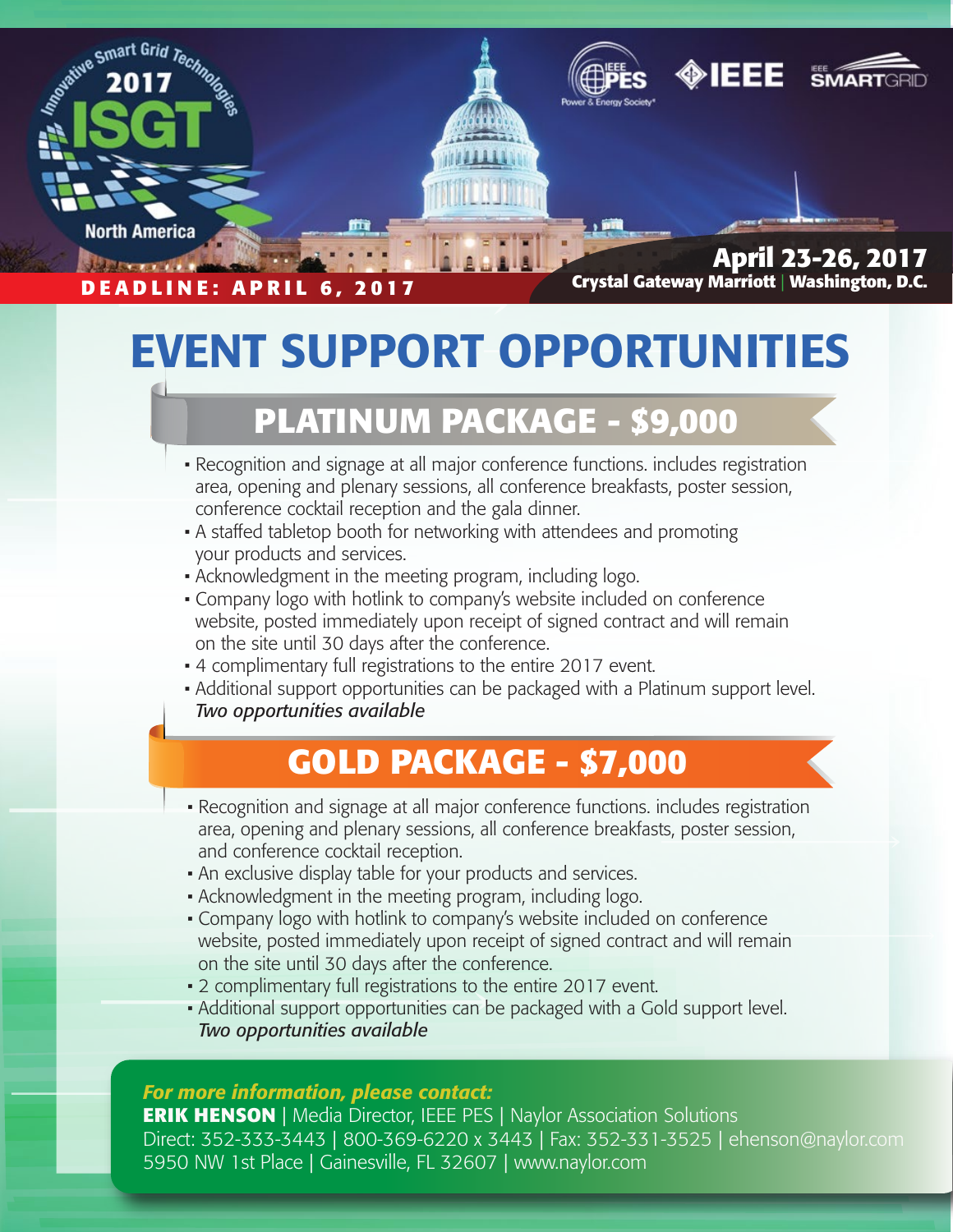Innovative Smart Grid Technologies 2017 ISGT North America

IEEE PES Power & Energy Society | IEEE | IEEE SMARTGRID

**DEADLINE: APRIL 6, 2017**

**April 23-26, 2017**
**Crystal Gateway Marriott | Washington, D.C.**

# EVENT SUPPORT OPPORTUNITIES

## PLATINUM PACKAGE - $9,000

- Recognition and signage at all major conference functions. includes registration area, opening and plenary sessions, all conference breakfasts, poster session, conference cocktail reception and the gala dinner.
- A staffed tabletop booth for networking with attendees and promoting your products and services.
- Acknowledgment in the meeting program, including logo.
- Company logo with hotlink to company's website included on conference website, posted immediately upon receipt of signed contract and will remain on the site until 30 days after the conference.
- 4 complimentary full registrations to the entire 2017 event.
- Additional support opportunities can be packaged with a Platinum support level.
  *Two opportunities available*

## GOLD PACKAGE - $7,000

- Recognition and signage at all major conference functions. includes registration area, opening and plenary sessions, all conference breakfasts, poster session, and conference cocktail reception.
- An exclusive display table for your products and services.
- Acknowledgment in the meeting program, including logo.
- Company logo with hotlink to company's website included on conference website, posted immediately upon receipt of signed contract and will remain on the site until 30 days after the conference.
- 2 complimentary full registrations to the entire 2017 event.
- Additional support opportunities can be packaged with a Gold support level.
  *Two opportunities available*

***For more information, please contact:***
**ERIK HENSON** | Media Director, IEEE PES | Naylor Association Solutions
Direct: 352-333-3443 | 800-369-6220 x 3443 | Fax: 352-331-3525 | ehenson@naylor.com
5950 NW 1st Place | Gainesville, FL 32607 | www.naylor.com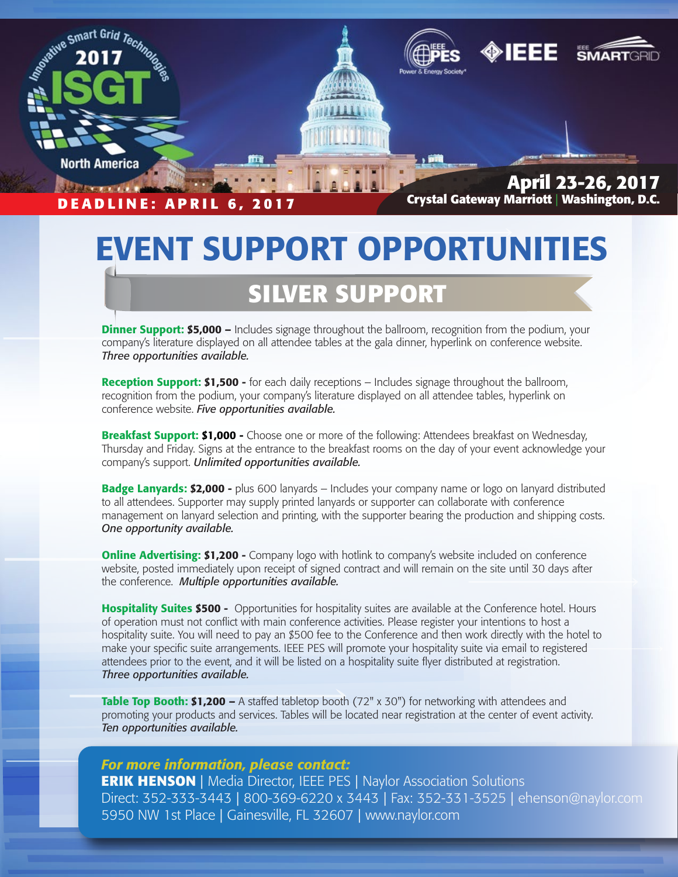2017 ISGT North America

Innovative Smart Grid Technologies

IEEE PES Power & Energy Society | IEEE | IEEE SMARTGRID

**DEADLINE: APRIL 6, 2017**

**April 23-26, 2017**
**Crystal Gateway Marriott | Washington, D.C.**

# EVENT SUPPORT OPPORTUNITIES

## SILVER SUPPORT

**Dinner Support: $5,000 –** Includes signage throughout the ballroom, recognition from the podium, your company's literature displayed on all attendee tables at the gala dinner, hyperlink on conference website. *Three opportunities available.*

**Reception Support: $1,500 -** for each daily receptions – Includes signage throughout the ballroom, recognition from the podium, your company's literature displayed on all attendee tables, hyperlink on conference website. *Five opportunities available.*

**Breakfast Support: $1,000 -** Choose one or more of the following: Attendees breakfast on Wednesday, Thursday and Friday. Signs at the entrance to the breakfast rooms on the day of your event acknowledge your company's support. *Unlimited opportunities available.*

**Badge Lanyards: $2,000 -** plus 600 lanyards – Includes your company name or logo on lanyard distributed to all attendees. Supporter may supply printed lanyards or supporter can collaborate with conference management on lanyard selection and printing, with the supporter bearing the production and shipping costs. *One opportunity available.*

**Online Advertising: $1,200 -** Company logo with hotlink to company's website included on conference website, posted immediately upon receipt of signed contract and will remain on the site until 30 days after the conference. *Multiple opportunities available.*

**Hospitality Suites $500 -** Opportunities for hospitality suites are available at the Conference hotel. Hours of operation must not conflict with main conference activities. Please register your intentions to host a hospitality suite. You will need to pay an $500 fee to the Conference and then work directly with the hotel to make your specific suite arrangements. IEEE PES will promote your hospitality suite via email to registered attendees prior to the event, and it will be listed on a hospitality suite flyer distributed at registration. *Three opportunities available.*

**Table Top Booth: $1,200 –** A staffed tabletop booth (72" x 30") for networking with attendees and promoting your products and services. Tables will be located near registration at the center of event activity. *Ten opportunities available.*

***For more information, please contact:***
**ERIK HENSON** | Media Director, IEEE PES | Naylor Association Solutions
Direct: 352-333-3443 | 800-369-6220 x 3443 | Fax: 352-331-3525 | ehenson@naylor.com
5950 NW 1st Place | Gainesville, FL 32607 | www.naylor.com